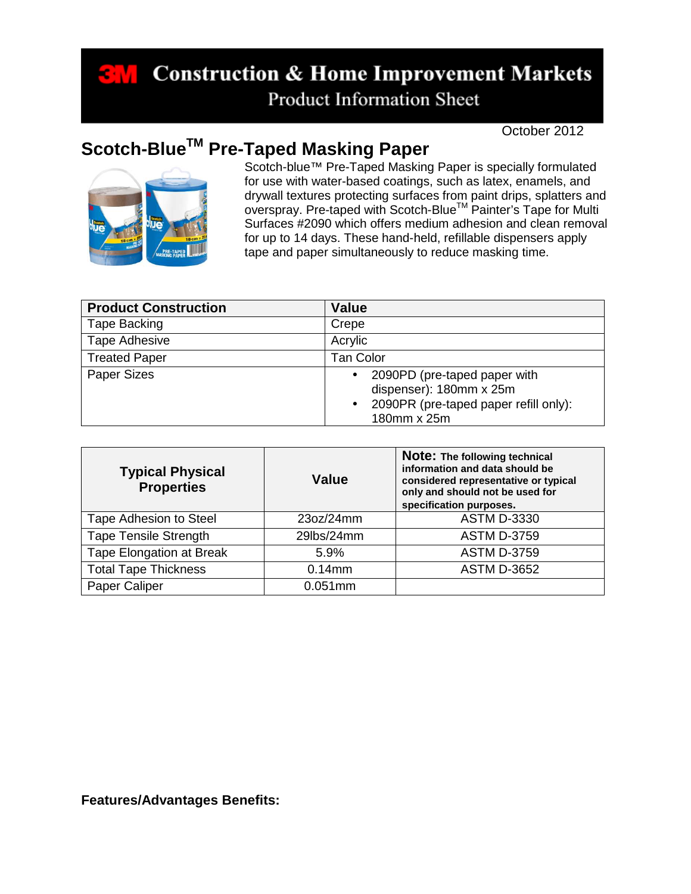# 3M Construction & Home Improvement Markets

## Product Information Sheet

October 2012

## Scotch-Blue™ Pre-Taped Masking Paper

Scotch-blue™ Pre-Taped Masking Paper is specially formulated for use with water-based coatings, such as latex, enamels, and drywall textures protecting surfaces from paint drips, splatters and overspray. Pre-taped with Scotch-Blue™ Painter's Tape for Multi Surfaces #2090 which offers medium adhesion and clean removal for up to 14 days. These hand-held, refillable dispensers apply tape and paper simultaneously to reduce masking time.

| Product Construction | Value |
|---|---|
| Tape Backing | Crepe |
| Tape Adhesive | Acrylic |
| Treated Paper | Tan Color |
| Paper Sizes | • 2090PD (pre-taped paper with dispenser): 180mm x 25m<br>• 2090PR (pre-taped paper refill only): 180mm x 25m |

| Typical Physical Properties | Value | **Note:** The following technical information and data should be considered representative or typical only and should not be used for specification purposes. |
|---|---|---|
| Tape Adhesion to Steel | 23oz/24mm | ASTM D-3330 |
| Tape Tensile Strength | 29lbs/24mm | ASTM D-3759 |
| Tape Elongation at Break | 5.9% | ASTM D-3759 |
| Total Tape Thickness | 0.14mm | ASTM D-3652 |
| Paper Caliper | 0.051mm | |

**Features/Advantages Benefits:**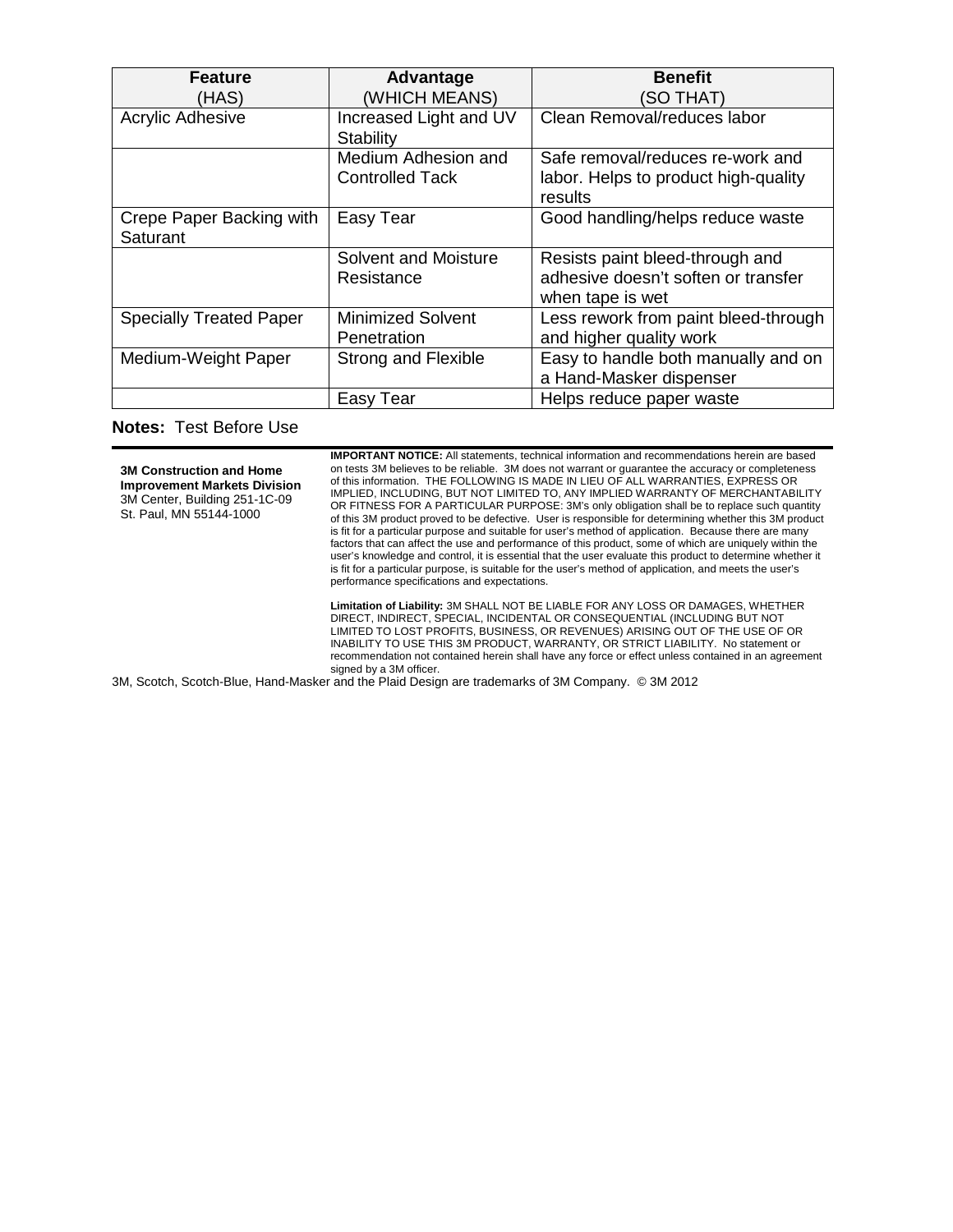| Feature (HAS) | Advantage (WHICH MEANS) | Benefit (SO THAT) |
| --- | --- | --- |
| Acrylic Adhesive | Increased Light and UV Stability | Clean Removal/reduces labor |
| | Medium Adhesion and Controlled Tack | Safe removal/reduces re-work and labor. Helps to product high-quality results |
| Crepe Paper Backing with Saturant | Easy Tear | Good handling/helps reduce waste |
| | Solvent and Moisture Resistance | Resists paint bleed-through and adhesive doesn't soften or transfer when tape is wet |
| Specially Treated Paper | Minimized Solvent Penetration | Less rework from paint bleed-through and higher quality work |
| Medium-Weight Paper | Strong and Flexible | Easy to handle both manually and on a Hand-Masker dispenser |
| | Easy Tear | Helps reduce paper waste |

**Notes:** Test Before Use

---

**3M Construction and Home Improvement Markets Division**
3M Center, Building 251-1C-09
St. Paul, MN 55144-1000

**IMPORTANT NOTICE:** All statements, technical information and recommendations herein are based on tests 3M believes to be reliable. 3M does not warrant or guarantee the accuracy or completeness of this information. THE FOLLOWING IS MADE IN LIEU OF ALL WARRANTIES, EXPRESS OR IMPLIED, INCLUDING, BUT NOT LIMITED TO, ANY IMPLIED WARRANTY OF MERCHANTABILITY OR FITNESS FOR A PARTICULAR PURPOSE: 3M's only obligation shall be to replace such quantity of this 3M product proved to be defective. User is responsible for determining whether this 3M product is fit for a particular purpose and suitable for user's method of application. Because there are many factors that can affect the use and performance of this product, some of which are uniquely within the user's knowledge and control, it is essential that the user evaluate this product to determine whether it is fit for a particular purpose, is suitable for the user's method of application, and meets the user's performance specifications and expectations.

**Limitation of Liability:** 3M SHALL NOT BE LIABLE FOR ANY LOSS OR DAMAGES, WHETHER DIRECT, INDIRECT, SPECIAL, INCIDENTAL OR CONSEQUENTIAL (INCLUDING BUT NOT LIMITED TO LOST PROFITS, BUSINESS, OR REVENUES) ARISING OUT OF THE USE OF OR INABILITY TO USE THIS 3M PRODUCT, WARRANTY, OR STRICT LIABILITY. No statement or recommendation not contained herein shall have any force or effect unless contained in an agreement signed by a 3M officer.

3M, Scotch, Scotch-Blue, Hand-Masker and the Plaid Design are trademarks of 3M Company. © 3M 2012